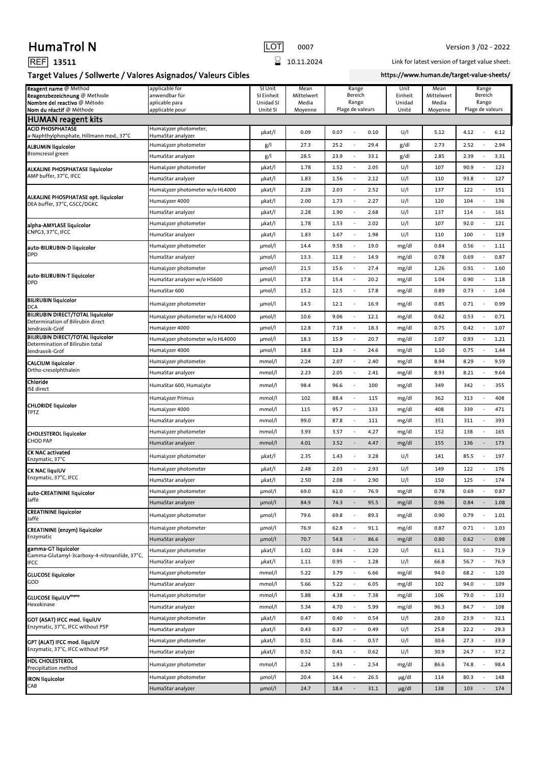# HumaTrol N

LOT 0007

Version 3 /02 - 2022

REF **13511**

⌛ 10.11.2024

Link for latest version of target value sheet:

https://www.human.de/target-value-sheets/

## Target Values / Sollwerte / Valores Asignados/ Valeurs Cibles

| Reagent name @ Method<br>Reagenzbezeichnung @ Methode<br>Nombre del reactivo @ Método<br>Nom du réactif @ Méthode | applicable for<br>anwendbar für<br>aplicable para<br>applicable pour | SI Unit<br>SI Einheit<br>Unidad SI<br>Unité SI | Mean<br>Mittelwert<br>Media<br>Moyenne | Range<br>Bereich<br>Rango<br>Plage de valeurs | | Unit<br>Einheit<br>Unidad<br>Unité | Mean<br>Mittelwert<br>Media<br>Moyenne | Range<br>Bereich<br>Rango<br>Plage de valeurs | |
|---|---|---|---|---|---|---|---|---|---|
| **HUMAN reagent kits** | | | | | | | | | |
| **ACID PHOSPHATASE** a-Naphthylphosphate, Hillmann mod., 37°C | HumaLyzer photometer, HumaStar analyzer | µkat/l | 0.09 | 0.07 | 0.10 | U/l | 5.12 | 4.12 | 6.12 |
| **ALBUMIN liquicolor** Bromcresol green | HumaLyzer photometer | g/l | 27.3 | 25.2 | 29.4 | g/dl | 2.73 | 2.52 | 2.94 |
| | HumaStar analyzer | g/l | 28.5 | 23.9 | 33.1 | g/dl | 2.85 | 2.39 | 3.31 |
| **ALKALINE PHOSPHATASE liquicolor** AMP buffer, 37°C, IFCC | HumaLyzer photometer | µkat/l | 1.78 | 1.52 | 2.05 | U/l | 107 | 90.9 | 123 |
| | HumaStar analyzer | µkat/l | 1.83 | 1.56 | 2.12 | U/l | 110 | 93.8 | 127 |
| **ALKALINE PHOSPHATASE opt. liquicolor** DEA buffer, 37°C, GSCC/DGKC | HumaLyzer photometer w/o HL4000 | µkat/l | 2.28 | 2.03 | 2.52 | U/l | 137 | 122 | 151 |
| | HumaLyzer 4000 | µkat/l | 2.00 | 1.73 | 2.27 | U/l | 120 | 104 | 136 |
| | HumaStar analyzer | µkat/l | 2.28 | 1.90 | 2.68 | U/l | 137 | 114 | 161 |
| **alpha-AMYLASE liquicolor** CNPG3, 37°C, IFCC | HumaLyzer photometer | µkat/l | 1.78 | 1.53 | 2.02 | U/l | 107 | 92.0 | 121 |
| | HumaStar analyzer | µkat/l | 1.83 | 1.67 | 1.98 | U/l | 110 | 100 | 119 |
| **auto-BILIRUBIN-D liquicolor** DPD | HumaLyzer photometer | µmol/l | 14.4 | 9.58 | 19.0 | mg/dl | 0.84 | 0.56 | 1.11 |
| | HumaStar analyzer | µmol/l | 13.3 | 11.8 | 14.9 | mg/dl | 0.78 | 0.69 | 0.87 |
| **auto-BILIRUBIN-T liquicolor** DPD | HumaLyzer photometer | µmol/l | 21.5 | 15.6 | 27.4 | mg/dl | 1.26 | 0.91 | 1.60 |
| | HumaStar analyzer w/o HS600 | µmol/l | 17.8 | 15.4 | 20.2 | mg/dl | 1.04 | 0.90 | 1.18 |
| | HumaStar 600 | µmol/l | 15.2 | 12.5 | 17.8 | mg/dl | 0.89 | 0.73 | 1.04 |
| **BILIRUBIN liquicolor** DCA | HumaLyzer photometer | µmol/l | 14.5 | 12.1 | 16.9 | mg/dl | 0.85 | 0.71 | 0.99 |
| **BILIRUBIN DIRECT/TOTAL liquicolor** Determination of Bilirubin direct Jendrassik-Gróf | HumaLyzer photometer w/o HL4000 | µmol/l | 10.6 | 9.06 | 12.1 | mg/dl | 0.62 | 0.53 | 0.71 |
| | HumaLyzer 4000 | µmol/l | 12.8 | 7.18 | 18.3 | mg/dl | 0.75 | 0.42 | 1.07 |
| **BILIRUBIN DIRECT/TOTAL liquicolor** Determination of Bilirubin total Jendrassik-Gróf | HumaLyzer photometer w/o HL4000 | µmol/l | 18.3 | 15.9 | 20.7 | mg/dl | 1.07 | 0.93 | 1.21 |
| | HumaLyzer 4000 | µmol/l | 18.8 | 12.8 | 24.6 | mg/dl | 1.10 | 0.75 | 1.44 |
| **CALCIUM liquicolor** Ortho-cresolphthalein | HumaLyzer photometer | mmol/l | 2.24 | 2.07 | 2.40 | mg/dl | 8.94 | 8.29 | 9.59 |
| | HumaStar analyzer | mmol/l | 2.23 | 2.05 | 2.41 | mg/dl | 8.93 | 8.21 | 9.64 |
| **Chloride** ISE direct | HumaStar 600, HumaLyte | mmol/l | 98.4 | 96.6 | 100 | mg/dl | 349 | 342 | 355 |
| **CHLORIDE liquicolor** TPTZ | HumaLyzer Primus | mmol/l | 102 | 88.4 | 115 | mg/dl | 362 | 313 | 408 |
| | HumaLyzer 4000 | mmol/l | 115 | 95.7 | 133 | mg/dl | 408 | 339 | 471 |
| | HumaStar analyzer | mmol/l | 99.0 | 87.8 | 111 | mg/dl | 351 | 311 | 393 |
| **CHOLESTEROL liquicolor** CHOD PAP | HumaLyzer photometer | mmol/l | 3.93 | 3.57 | 4.27 | mg/dl | 152 | 138 | 165 |
| | HumaStar analyzer | mmol/l | 4.01 | 3.52 | 4.47 | mg/dl | 155 | 136 | 173 |
| **CK NAC activated** Enzymatic, 37°C | HumaLyzer photometer | µkat/l | 2.35 | 1.43 | 3.28 | U/l | 141 | 85.5 | 197 |
| **CK NAC liquiUV** Enzymatic, 37°C, IFCC | HumaLyzer photometer | µkat/l | 2.48 | 2.03 | 2.93 | U/l | 149 | 122 | 176 |
| | HumaStar analyzer | µkat/l | 2.50 | 2.08 | 2.90 | U/l | 150 | 125 | 174 |
| **auto-CREATININE liquicolor** Jaffé | HumaLyzer photometer | µmol/l | 69.0 | 61.0 | 76.9 | mg/dl | 0.78 | 0.69 | 0.87 |
| | HumaStar analyzer | µmol/l | 84.9 | 74.3 | 95.5 | mg/dl | 0.96 | 0.84 | 1.08 |
| **CREATININE liquicolor** Jaffé | HumaLyzer photometer | µmol/l | 79.6 | 69.8 | 89.3 | mg/dl | 0.90 | 0.79 | 1.01 |
| **CREATININE (enzym) liquicolor** Enzymatic | HumaLyzer photometer | µmol/l | 76.9 | 62.8 | 91.1 | mg/dl | 0.87 | 0.71 | 1.03 |
| | HumaStar analyzer | µmol/l | 70.7 | 54.8 | 86.6 | mg/dl | 0.80 | 0.62 | 0.98 |
| **gamma-GT liquicolor** Gamma-Glutamyl-3carboxy-4-nitroanilide, 37°C, IFCC | HumaLyzer photometer | µkat/l | 1.02 | 0.84 | 1.20 | U/l | 61.1 | 50.3 | 71.9 |
| | HumaStar analyzer | µkat/l | 1.11 | 0.95 | 1.28 | U/l | 66.8 | 56.7 | 76.9 |
| **GLUCOSE liquicolor** GOD | HumaLyzer photometer | mmol/l | 5.22 | 3.79 | 6.66 | mg/dl | 94.0 | 68.2 | 120 |
| | HumaStar analyzer | mmol/l | 5.66 | 5.22 | 6.05 | mg/dl | 102 | 94.0 | 109 |
| **GLUCOSE liquiUV[mono]** Hexokinase | HumaLyzer photometer | mmol/l | 5.88 | 4.38 | 7.38 | mg/dl | 106 | 79.0 | 133 |
| | HumaStar analyzer | mmol/l | 5.34 | 4.70 | 5.99 | mg/dl | 96.3 | 84.7 | 108 |
| **GOT (ASAT) IFCC mod. liquiUV** Enzymatic, 37°C, IFCC without P5P | HumaLyzer photometer | µkat/l | 0.47 | 0.40 | 0.54 | U/l | 28.0 | 23.9 | 32.1 |
| | HumaStar analyzer | µkat/l | 0.43 | 0.37 | 0.49 | U/l | 25.8 | 22.2 | 29.3 |
| **GPT (ALAT) IFCC mod. liquiUV** Enzymatic, 37°C, IFCC without P5P | HumaLyzer photometer | µkat/l | 0.51 | 0.46 | 0.57 | U/l | 30.6 | 27.3 | 33.9 |
| | HumaStar analyzer | µkat/l | 0.52 | 0.41 | 0.62 | U/l | 30.9 | 24.7 | 37.2 |
| **HDL CHOLESTEROL** Precipitation method | HumaLyzer photometer | mmol/l | 2.24 | 1.93 | 2.54 | mg/dl | 86.6 | 74.8 | 98.4 |
| **IRON liquicolor** CAB | HumaLyzer photometer | µmol/l | 20.4 | 14.4 | 26.5 | µg/dl | 114 | 80.3 | 148 |
| | HumaStar analyzer | µmol/l | 24.7 | 18.4 | 31.1 | µg/dl | 138 | 103 | 174 |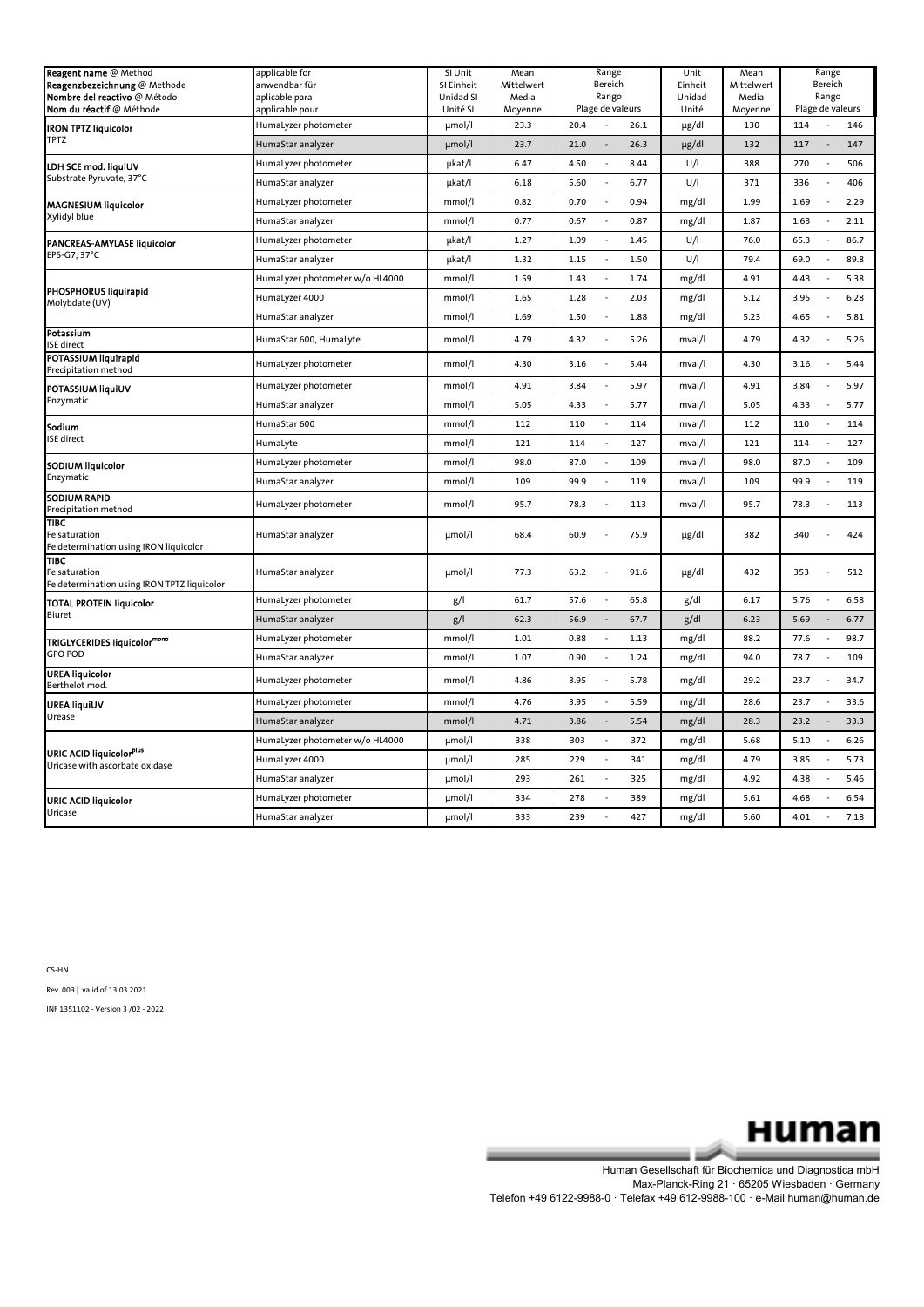| Reagent name @ Method<br>Reagenzbezeichnung @ Methode<br>Nombre del reactivo @ Método<br>Nom du réactif @ Méthode | applicable for<br>anwendbar für<br>aplicable para<br>applicable pour | SI Unit<br>SI Einheit<br>Unidad SI<br>Unité SI | Mean<br>Mittelwert<br>Media<br>Moyenne | Range<br>Bereich<br>Rango<br>Plage de valeurs | | Unit<br>Einheit<br>Unidad<br>Unité | Mean<br>Mittelwert<br>Media<br>Moyenne | Range<br>Bereich<br>Rango<br>Plage de valeurs | |
|---|---|---|---|---|---|---|---|---|---|
| **IRON TPTZ liquicolor**<br>TPTZ | HumaLyzer photometer | µmol/l | 23.3 | 20.4 | 26.1 | µg/dl | 130 | 114 | 146 |
| | HumaStar analyzer | µmol/l | 23.7 | 21.0 | 26.3 | µg/dl | 132 | 117 | 147 |
| **LDH SCE mod. liquiUV**<br>Substrate Pyruvate, 37°C | HumaLyzer photometer | µkat/l | 6.47 | 4.50 | 8.44 | U/l | 388 | 270 | 506 |
| | HumaStar analyzer | µkat/l | 6.18 | 5.60 | 6.77 | U/l | 371 | 336 | 406 |
| **MAGNESIUM liquicolor**<br>Xylidyl blue | HumaLyzer photometer | mmol/l | 0.82 | 0.70 | 0.94 | mg/dl | 1.99 | 1.69 | 2.29 |
| | HumaStar analyzer | mmol/l | 0.77 | 0.67 | 0.87 | mg/dl | 1.87 | 1.63 | 2.11 |
| **PANCREAS-AMYLASE liquicolor**<br>EPS-G7, 37°C | HumaLyzer photometer | µkat/l | 1.27 | 1.09 | 1.45 | U/l | 76.0 | 65.3 | 86.7 |
| | HumaStar analyzer | µkat/l | 1.32 | 1.15 | 1.50 | U/l | 79.4 | 69.0 | 89.8 |
| **PHOSPHORUS liquirapid**<br>Molybdate (UV) | HumaLyzer photometer w/o HL4000 | mmol/l | 1.59 | 1.43 | 1.74 | mg/dl | 4.91 | 4.43 | 5.38 |
| | HumaLyzer 4000 | mmol/l | 1.65 | 1.28 | 2.03 | mg/dl | 5.12 | 3.95 | 6.28 |
| | HumaStar analyzer | mmol/l | 1.69 | 1.50 | 1.88 | mg/dl | 5.23 | 4.65 | 5.81 |
| **Potassium**<br>ISE direct | HumaStar 600, HumaLyte | mmol/l | 4.79 | 4.32 | 5.26 | mval/l | 4.79 | 4.32 | 5.26 |
| **POTASSIUM liquirapid**<br>Precipitation method | HumaLyzer photometer | mmol/l | 4.30 | 3.16 | 5.44 | mval/l | 4.30 | 3.16 | 5.44 |
| **POTASSIUM liquiUV**<br>Enzymatic | HumaLyzer photometer | mmol/l | 4.91 | 3.84 | 5.97 | mval/l | 4.91 | 3.84 | 5.97 |
| | HumaStar analyzer | mmol/l | 5.05 | 4.33 | 5.77 | mval/l | 5.05 | 4.33 | 5.77 |
| **Sodium**<br>ISE direct | HumaStar 600 | mmol/l | 112 | 110 | 114 | mval/l | 112 | 110 | 114 |
| | HumaLyte | mmol/l | 121 | 114 | 127 | mval/l | 121 | 114 | 127 |
| **SODIUM liquicolor**<br>Enzymatic | HumaLyzer photometer | mmol/l | 98.0 | 87.0 | 109 | mval/l | 98.0 | 87.0 | 109 |
| | HumaStar analyzer | mmol/l | 109 | 99.9 | 119 | mval/l | 109 | 99.9 | 119 |
| **SODIUM RAPID**<br>Precipitation method | HumaLyzer photometer | mmol/l | 95.7 | 78.3 | 113 | mval/l | 95.7 | 78.3 | 113 |
| **TIBC**<br>Fe saturation<br>Fe determination using IRON liquicolor | HumaStar analyzer | µmol/l | 68.4 | 60.9 | 75.9 | µg/dl | 382 | 340 | 424 |
| **TIBC**<br>Fe saturation<br>Fe determination using IRON TPTZ liquicolor | HumaStar analyzer | µmol/l | 77.3 | 63.2 | 91.6 | µg/dl | 432 | 353 | 512 |
| **TOTAL PROTEIN liquicolor**<br>Biuret | HumaLyzer photometer | g/l | 61.7 | 57.6 | 65.8 | g/dl | 6.17 | 5.76 | 6.58 |
| | HumaStar analyzer | g/l | 62.3 | 56.9 | 67.7 | g/dl | 6.23 | 5.69 | 6.77 |
| **TRIGLYCERIDES liquicolor[mono]**<br>GPO POD | HumaLyzer photometer | mmol/l | 1.01 | 0.88 | 1.13 | mg/dl | 88.2 | 77.6 | 98.7 |
| | HumaStar analyzer | mmol/l | 1.07 | 0.90 | 1.24 | mg/dl | 94.0 | 78.7 | 109 |
| **UREA liquicolor**<br>Berthelot mod. | HumaLyzer photometer | mmol/l | 4.86 | 3.95 | 5.78 | mg/dl | 29.2 | 23.7 | 34.7 |
| **UREA liquiUV**<br>Urease | HumaLyzer photometer | mmol/l | 4.76 | 3.95 | 5.59 | mg/dl | 28.6 | 23.7 | 33.6 |
| | HumaStar analyzer | mmol/l | 4.71 | 3.86 | 5.54 | mg/dl | 28.3 | 23.2 | 33.3 |
| **URIC ACID liquicolor[plus]**<br>Uricase with ascorbate oxidase | HumaLyzer photometer w/o HL4000 | µmol/l | 338 | 303 | 372 | mg/dl | 5.68 | 5.10 | 6.26 |
| | HumaLyzer 4000 | µmol/l | 285 | 229 | 341 | mg/dl | 4.79 | 3.85 | 5.73 |
| | HumaStar analyzer | µmol/l | 293 | 261 | 325 | mg/dl | 4.92 | 4.38 | 5.46 |
| **URIC ACID liquicolor**<br>Uricase | HumaLyzer photometer | µmol/l | 334 | 278 | 389 | mg/dl | 5.61 | 4.68 | 6.54 |
| | HumaStar analyzer | µmol/l | 333 | 239 | 427 | mg/dl | 5.60 | 4.01 | 7.18 |

CS-HN

Rev. 003 | valid of 13.03.2021

INF 1351102 - Version 3 /02 - 2022

**Human**

Human Gesellschaft für Biochemica und Diagnostica mbH
Max-Planck-Ring 21 · 65205 Wiesbaden · Germany
Telefon +49 6122-9988-0 · Telefax +49 612-9988-100 · e-Mail human@human.de